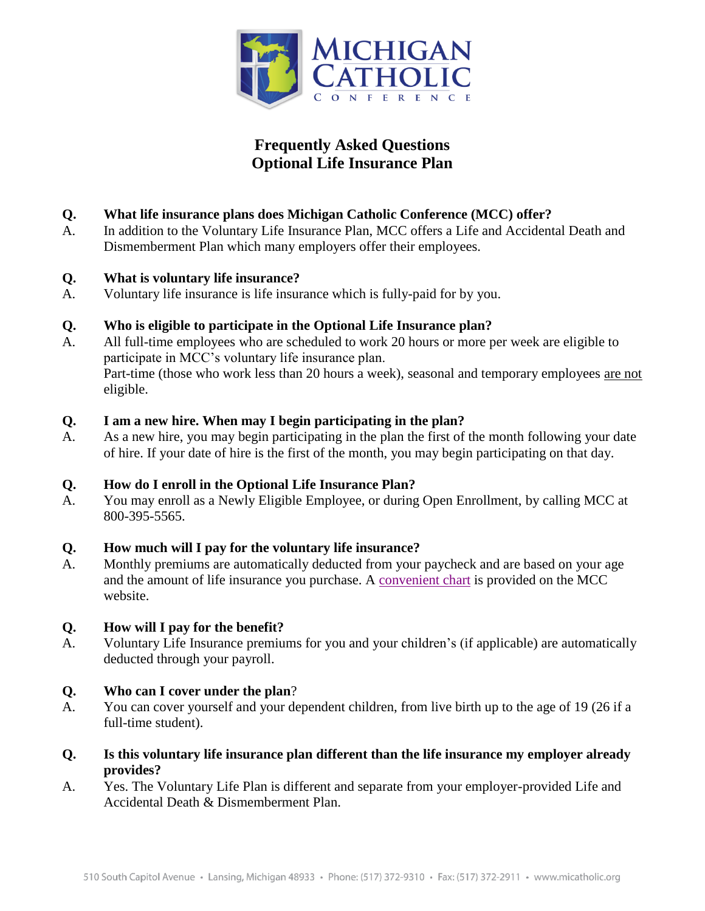# Frequently Asked Questions
## Optional Life Insurance Plan

**Q. What life insurance plans does Michigan Catholic Conference (MCC) offer?**

A. In addition to the Voluntary Life Insurance Plan, MCC offers a Life and Accidental Death and Dismemberment Plan which many employers offer their employees.

**Q. What is voluntary life insurance?**

A. Voluntary life insurance is life insurance which is fully-paid for by you.

**Q. Who is eligible to participate in the Optional Life Insurance plan?**

A. All full-time employees who are scheduled to work 20 hours or more per week are eligible to participate in MCC's voluntary life insurance plan.
Part-time (those who work less than 20 hours a week), seasonal and temporary employees are not eligible.

**Q. I am a new hire. When may I begin participating in the plan?**

A. As a new hire, you may begin participating in the plan the first of the month following your date of hire. If your date of hire is the first of the month, you may begin participating on that day.

**Q. How do I enroll in the Optional Life Insurance Plan?**

A. You may enroll as a Newly Eligible Employee, or during Open Enrollment, by calling MCC at 800-395-5565.

**Q. How much will I pay for the voluntary life insurance?**

A. Monthly premiums are automatically deducted from your paycheck and are based on your age and the amount of life insurance you purchase. A convenient chart is provided on the MCC website.

**Q. How will I pay for the benefit?**

A. Voluntary Life Insurance premiums for you and your children's (if applicable) are automatically deducted through your payroll.

**Q. Who can I cover under the plan?**

A. You can cover yourself and your dependent children, from live birth up to the age of 19 (26 if a full-time student).

**Q. Is this voluntary life insurance plan different than the life insurance my employer already provides?**

A. Yes. The Voluntary Life Plan is different and separate from your employer-provided Life and Accidental Death & Dismemberment Plan.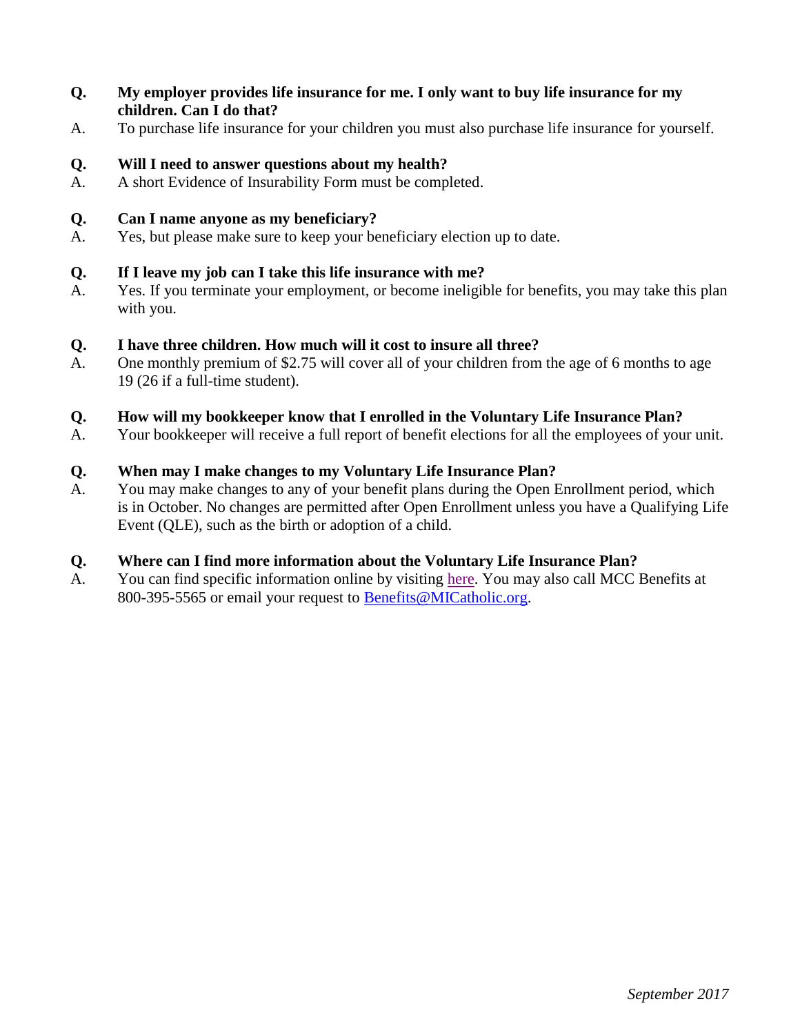**Q. My employer provides life insurance for me. I only want to buy life insurance for my children. Can I do that?**

A. To purchase life insurance for your children you must also purchase life insurance for yourself.

**Q. Will I need to answer questions about my health?**

A. A short Evidence of Insurability Form must be completed.

**Q. Can I name anyone as my beneficiary?**

A. Yes, but please make sure to keep your beneficiary election up to date.

**Q. If I leave my job can I take this life insurance with me?**

A. Yes. If you terminate your employment, or become ineligible for benefits, you may take this plan with you.

**Q. I have three children. How much will it cost to insure all three?**

A. One monthly premium of $2.75 will cover all of your children from the age of 6 months to age 19 (26 if a full-time student).

**Q. How will my bookkeeper know that I enrolled in the Voluntary Life Insurance Plan?**

A. Your bookkeeper will receive a full report of benefit elections for all the employees of your unit.

**Q. When may I make changes to my Voluntary Life Insurance Plan?**

A. You may make changes to any of your benefit plans during the Open Enrollment period, which is in October. No changes are permitted after Open Enrollment unless you have a Qualifying Life Event (QLE), such as the birth or adoption of a child.

**Q. Where can I find more information about the Voluntary Life Insurance Plan?**

A. You can find specific information online by visiting here. You may also call MCC Benefits at 800-395-5565 or email your request to Benefits@MICatholic.org.

*September 2017*